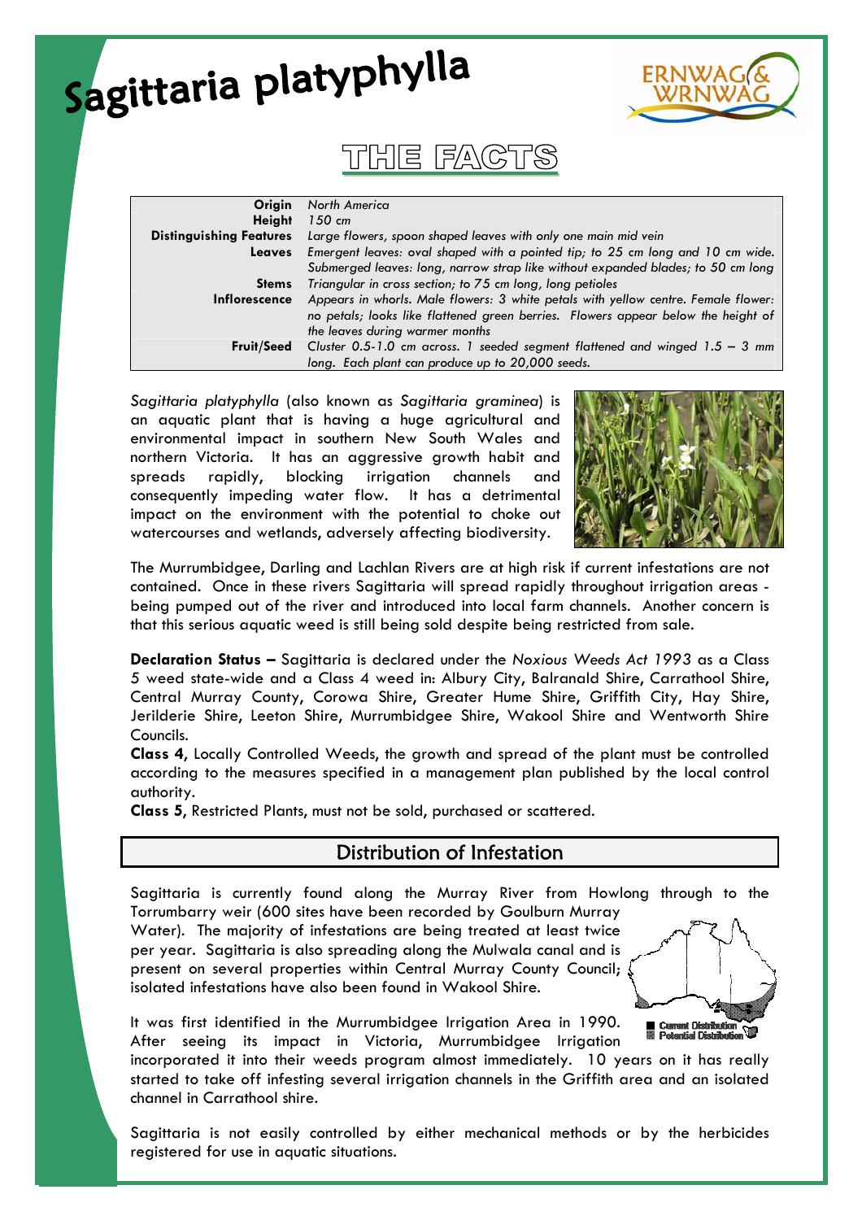# Sagittaria platyphylla

## THE FACTS

| | |
|---|---|
| **Origin** | *North America* |
| **Height** | *150 cm* |
| **Distinguishing Features** | *Large flowers, spoon shaped leaves with only one main mid vein* |
| **Leaves** | *Emergent leaves: oval shaped with a pointed tip; to 25 cm long and 10 cm wide. Submerged leaves: long, narrow strap like without expanded blades; to 50 cm long* |
| **Stems** | *Triangular in cross section; to 75 cm long, long petioles* |
| **Inflorescence** | *Appears in whorls. Male flowers: 3 white petals with yellow centre. Female flower: no petals; looks like flattened green berries. Flowers appear below the height of the leaves during warmer months* |
| **Fruit/Seed** | *Cluster 0.5-1.0 cm across. 1 seeded segment flattened and winged 1.5 – 3 mm long. Each plant can produce up to 20,000 seeds.* |

*Sagittaria platyphylla* (also known as *Sagittaria graminea*) is an aquatic plant that is having a huge agricultural and environmental impact in southern New South Wales and northern Victoria. It has an aggressive growth habit and spreads rapidly, blocking irrigation channels and consequently impeding water flow. It has a detrimental impact on the environment with the potential to choke out watercourses and wetlands, adversely affecting biodiversity.

The Murrumbidgee, Darling and Lachlan Rivers are at high risk if current infestations are not contained. Once in these rivers Sagittaria will spread rapidly throughout irrigation areas - being pumped out of the river and introduced into local farm channels. Another concern is that this serious aquatic weed is still being sold despite being restricted from sale.

**Declaration Status –** Sagittaria is declared under the *Noxious Weeds Act 1993* as a Class 5 weed state-wide and a Class 4 weed in: Albury City, Balranald Shire, Carrathool Shire, Central Murray County, Corowa Shire, Greater Hume Shire, Griffith City, Hay Shire, Jerilderie Shire, Leeton Shire, Murrumbidgee Shire, Wakool Shire and Wentworth Shire Councils.

**Class 4,** Locally Controlled Weeds, the growth and spread of the plant must be controlled according to the measures specified in a management plan published by the local control authority.

**Class 5,** Restricted Plants, must not be sold, purchased or scattered.

## Distribution of Infestation

Sagittaria is currently found along the Murray River from Howlong through to the Torrumbarry weir (600 sites have been recorded by Goulburn Murray Water). The majority of infestations are being treated at least twice per year. Sagittaria is also spreading along the Mulwala canal and is present on several properties within Central Murray County Council; isolated infestations have also been found in Wakool Shire.

Current Distribution
Potential Distribution

It was first identified in the Murrumbidgee Irrigation Area in 1990. After seeing its impact in Victoria, Murrumbidgee Irrigation incorporated it into their weeds program almost immediately. 10 years on it has really started to take off infesting several irrigation channels in the Griffith area and an isolated channel in Carrathool shire.

Sagittaria is not easily controlled by either mechanical methods or by the herbicides registered for use in aquatic situations.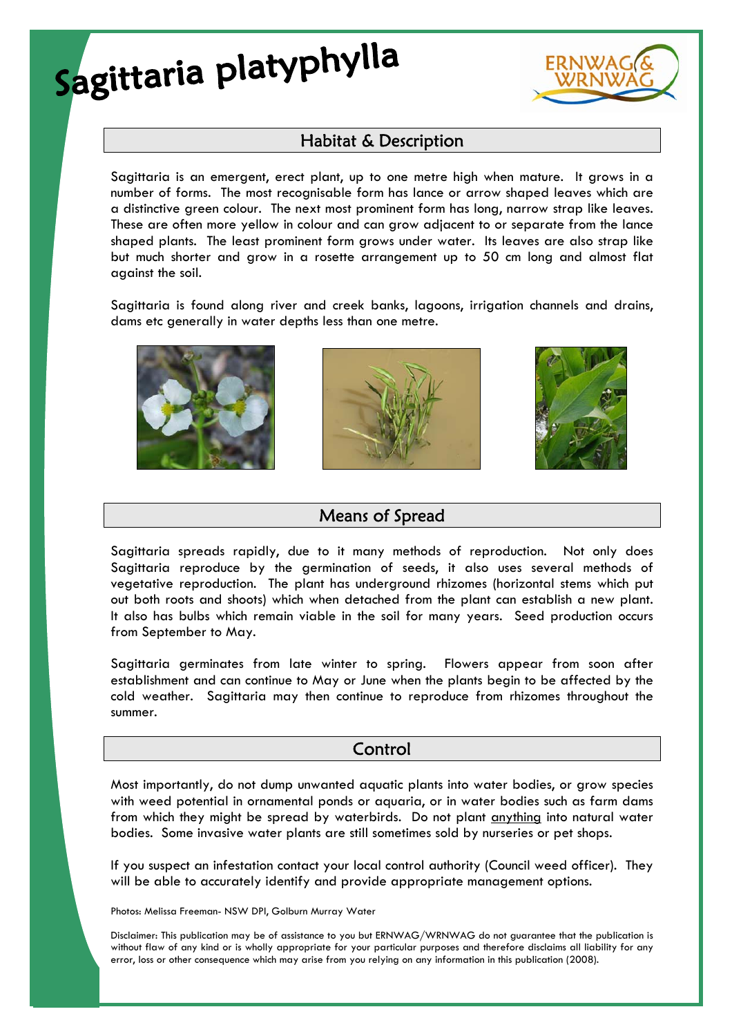# Sagittaria platyphylla

## Habitat & Description

Sagittaria is an emergent, erect plant, up to one metre high when mature. It grows in a number of forms. The most recognisable form has lance or arrow shaped leaves which are a distinctive green colour. The next most prominent form has long, narrow strap like leaves. These are often more yellow in colour and can grow adjacent to or separate from the lance shaped plants. The least prominent form grows under water. Its leaves are also strap like but much shorter and grow in a rosette arrangement up to 50 cm long and almost flat against the soil.

Sagittaria is found along river and creek banks, lagoons, irrigation channels and drains, dams etc generally in water depths less than one metre.

## Means of Spread

Sagittaria spreads rapidly, due to it many methods of reproduction. Not only does Sagittaria reproduce by the germination of seeds, it also uses several methods of vegetative reproduction. The plant has underground rhizomes (horizontal stems which put out both roots and shoots) which when detached from the plant can establish a new plant. It also has bulbs which remain viable in the soil for many years. Seed production occurs from September to May.

Sagittaria germinates from late winter to spring. Flowers appear from soon after establishment and can continue to May or June when the plants begin to be affected by the cold weather. Sagittaria may then continue to reproduce from rhizomes throughout the summer.

## Control

Most importantly, do not dump unwanted aquatic plants into water bodies, or grow species with weed potential in ornamental ponds or aquaria, or in water bodies such as farm dams from which they might be spread by waterbirds. Do not plant anything into natural water bodies. Some invasive water plants are still sometimes sold by nurseries or pet shops.

If you suspect an infestation contact your local control authority (Council weed officer). They will be able to accurately identify and provide appropriate management options.

Photos: Melissa Freeman- NSW DPI, Golburn Murray Water

Disclaimer: This publication may be of assistance to you but ERNWAG/WRNWAG do not guarantee that the publication is without flaw of any kind or is wholly appropriate for your particular purposes and therefore disclaims all liability for any error, loss or other consequence which may arise from you relying on any information in this publication (2008).